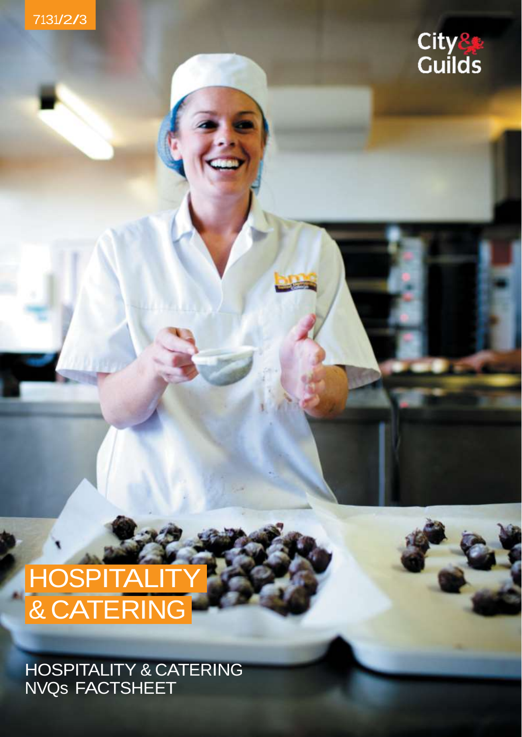7131/2/3

City & Guilds

# HOSPITALITY & CATERING

HOSPITALITY & CATERING NVQs FACTSHEET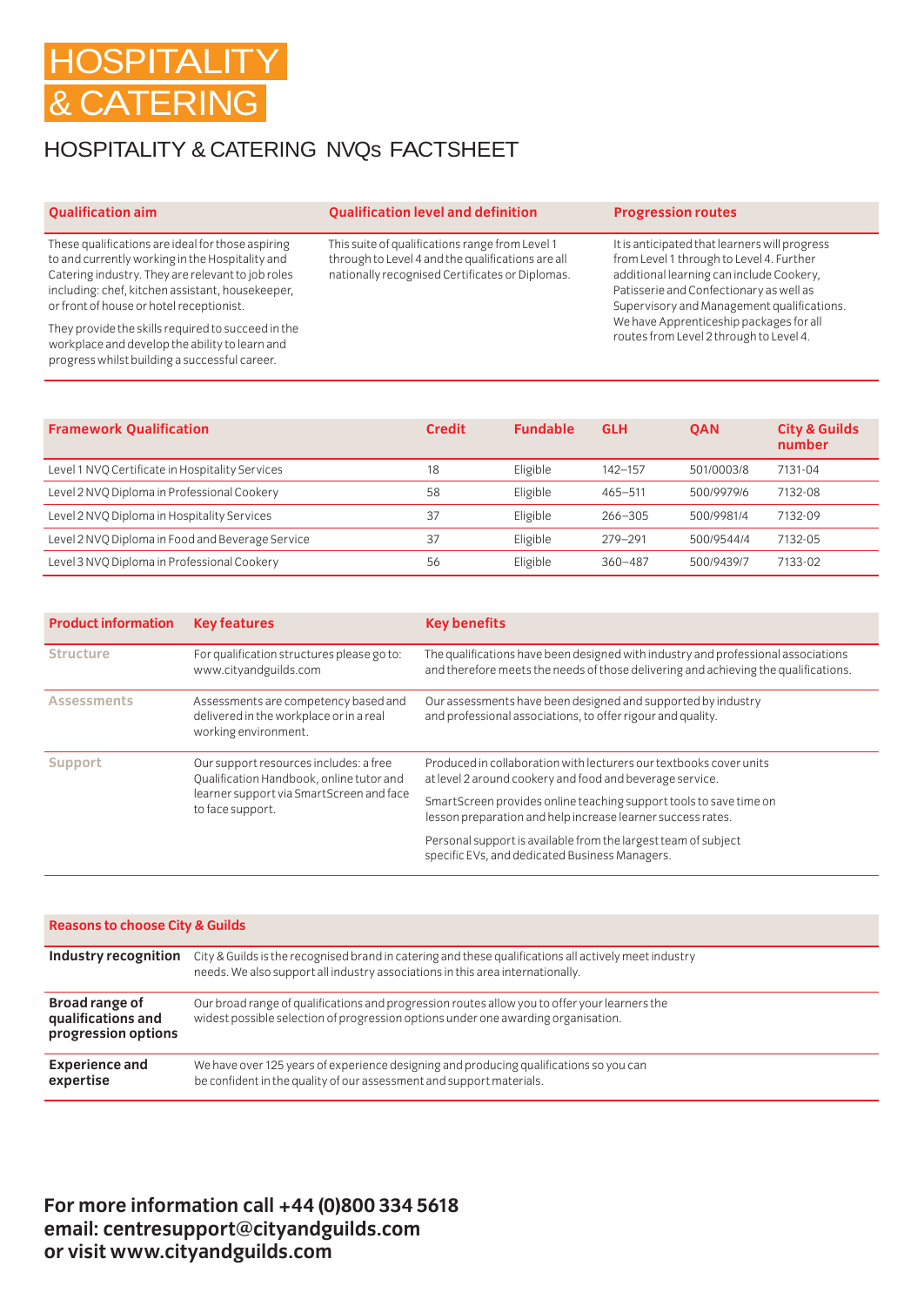# HOSPITALITY & CATERING

## HOSPITALITY & CATERING NVQs FACTSHEET

| Qualification aim | Qualification level and definition | Progression routes |
|---|---|---|
| These qualifications are ideal for those aspiring to and currently working in the Hospitality and Catering industry. They are relevant to job roles including: chef, kitchen assistant, housekeeper, or front of house or hotel receptionist.<br><br>They provide the skills required to succeed in the workplace and develop the ability to learn and progress whilst building a successful career. | This suite of qualifications range from Level 1 through to Level 4 and the qualifications are all nationally recognised Certificates or Diplomas. | It is anticipated that learners will progress from Level 1 through to Level 4. Further additional learning can include Cookery, Patisserie and Confectionary as well as Supervisory and Management qualifications. We have Apprenticeship packages for all routes from Level 2 through to Level 4. |

| Framework Qualification | Credit | Fundable | GLH | QAN | City & Guilds number |
|---|---|---|---|---|---|
| Level 1 NVQ Certificate in Hospitality Services | 18 | Eligible | 142–157 | 501/0003/8 | 7131-04 |
| Level 2 NVQ Diploma in Professional Cookery | 58 | Eligible | 465–511 | 500/9979/6 | 7132-08 |
| Level 2 NVQ Diploma in Hospitality Services | 37 | Eligible | 266–305 | 500/9981/4 | 7132-09 |
| Level 2 NVQ Diploma in Food and Beverage Service | 37 | Eligible | 279–291 | 500/9544/4 | 7132-05 |
| Level 3 NVQ Diploma in Professional Cookery | 56 | Eligible | 360–487 | 500/9439/7 | 7133-02 |

| Product information | Key features | Key benefits |
|---|---|---|
| Structure | For qualification structures please go to: www.cityandguilds.com | The qualifications have been designed with industry and professional associations and therefore meets the needs of those delivering and achieving the qualifications. |
| Assessments | Assessments are competency based and delivered in the workplace or in a real working environment. | Our assessments have been designed and supported by industry and professional associations, to offer rigour and quality. |
| Support | Our support resources includes: a free Qualification Handbook, online tutor and learner support via SmartScreen and face to face support. | Produced in collaboration with lecturers our textbooks cover units at level 2 around cookery and food and beverage service.<br><br>SmartScreen provides online teaching support tools to save time on lesson preparation and help increase learner success rates.<br><br>Personal support is available from the largest team of subject specific EVs, and dedicated Business Managers. |

| Reasons to choose City & Guilds | |
|---|---|
| **Industry recognition** | City & Guilds is the recognised brand in catering and these qualifications all actively meet industry needs. We also support all industry associations in this area internationally. |
| **Broad range of qualifications and progression options** | Our broad range of qualifications and progression routes allow you to offer your learners the widest possible selection of progression options under one awarding organisation. |
| **Experience and expertise** | We have over 125 years of experience designing and producing qualifications so you can be confident in the quality of our assessment and support materials. |

**For more information call +44 (0)800 334 5618**
**email: centresupport@cityandguilds.com**
**or visit www.cityandguilds.com**